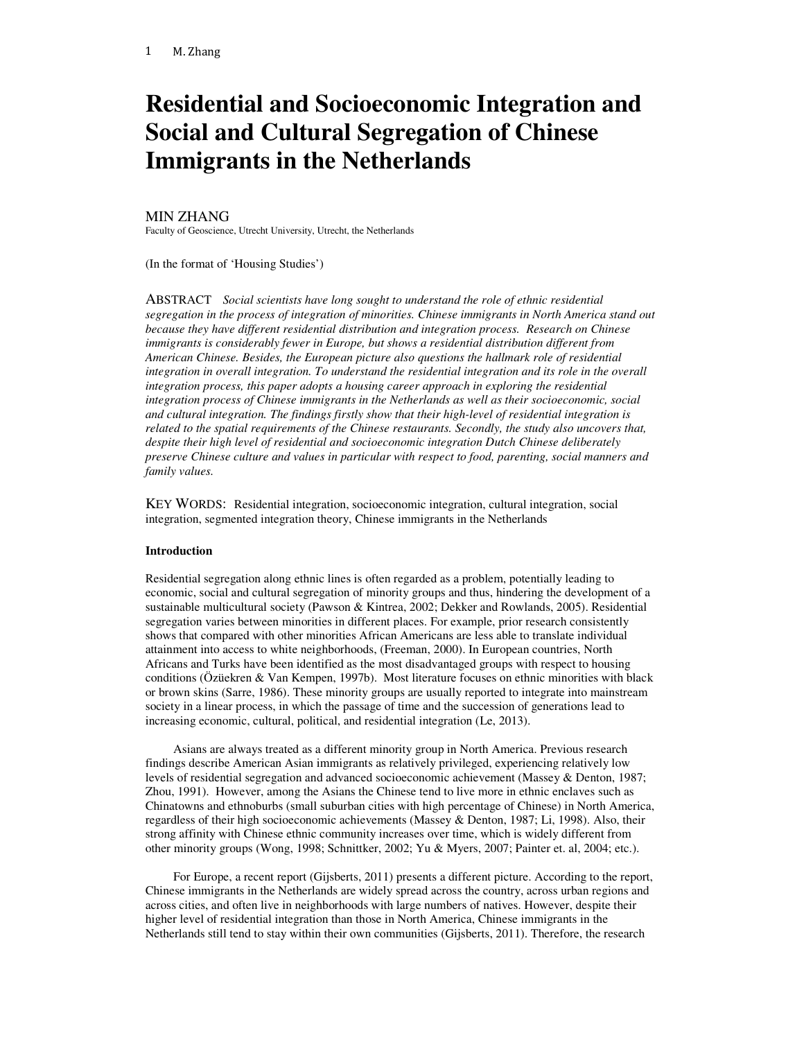# Residential and Socioeconomic Integration and Social and Cultural Segregation of Chinese Immigrants in the Netherlands

MIN ZHANG
Faculty of Geoscience, Utrecht University, Utrecht, the Netherlands

(In the format of 'Housing Studies')

ABSTRACT *Social scientists have long sought to understand the role of ethnic residential segregation in the process of integration of minorities. Chinese immigrants in North America stand out because they have different residential distribution and integration process. Research on Chinese immigrants is considerably fewer in Europe, but shows a residential distribution different from American Chinese. Besides, the European picture also questions the hallmark role of residential integration in overall integration. To understand the residential integration and its role in the overall integration process, this paper adopts a housing career approach in exploring the residential integration process of Chinese immigrants in the Netherlands as well as their socioeconomic, social and cultural integration. The findings firstly show that their high-level of residential integration is related to the spatial requirements of the Chinese restaurants. Secondly, the study also uncovers that, despite their high level of residential and socioeconomic integration Dutch Chinese deliberately preserve Chinese culture and values in particular with respect to food, parenting, social manners and family values.*

KEY WORDS: Residential integration, socioeconomic integration, cultural integration, social integration, segmented integration theory, Chinese immigrants in the Netherlands

**Introduction**

Residential segregation along ethnic lines is often regarded as a problem, potentially leading to economic, social and cultural segregation of minority groups and thus, hindering the development of a sustainable multicultural society (Pawson & Kintrea, 2002; Dekker and Rowlands, 2005). Residential segregation varies between minorities in different places. For example, prior research consistently shows that compared with other minorities African Americans are less able to translate individual attainment into access to white neighborhoods, (Freeman, 2000). In European countries, North Africans and Turks have been identified as the most disadvantaged groups with respect to housing conditions (Özüekren & Van Kempen, 1997b). Most literature focuses on ethnic minorities with black or brown skins (Sarre, 1986). These minority groups are usually reported to integrate into mainstream society in a linear process, in which the passage of time and the succession of generations lead to increasing economic, cultural, political, and residential integration (Le, 2013).

Asians are always treated as a different minority group in North America. Previous research findings describe American Asian immigrants as relatively privileged, experiencing relatively low levels of residential segregation and advanced socioeconomic achievement (Massey & Denton, 1987; Zhou, 1991). However, among the Asians the Chinese tend to live more in ethnic enclaves such as Chinatowns and ethnoburbs (small suburban cities with high percentage of Chinese) in North America, regardless of their high socioeconomic achievements (Massey & Denton, 1987; Li, 1998). Also, their strong affinity with Chinese ethnic community increases over time, which is widely different from other minority groups (Wong, 1998; Schnittker, 2002; Yu & Myers, 2007; Painter et. al, 2004; etc.).

For Europe, a recent report (Gijsberts, 2011) presents a different picture. According to the report, Chinese immigrants in the Netherlands are widely spread across the country, across urban regions and across cities, and often live in neighborhoods with large numbers of natives. However, despite their higher level of residential integration than those in North America, Chinese immigrants in the Netherlands still tend to stay within their own communities (Gijsberts, 2011). Therefore, the research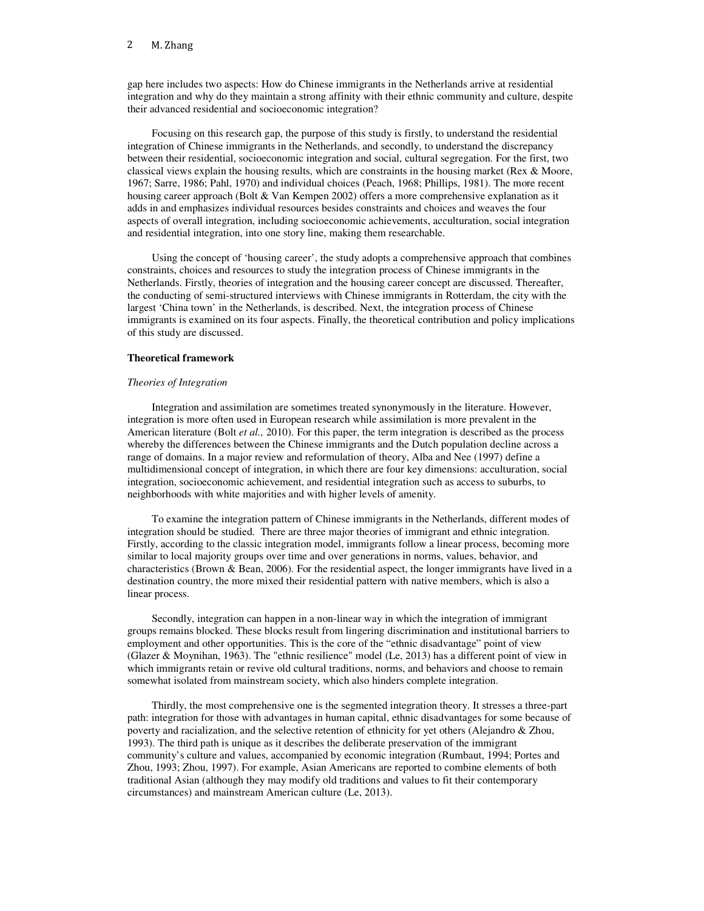gap here includes two aspects: How do Chinese immigrants in the Netherlands arrive at residential integration and why do they maintain a strong affinity with their ethnic community and culture, despite their advanced residential and socioeconomic integration?

Focusing on this research gap, the purpose of this study is firstly, to understand the residential integration of Chinese immigrants in the Netherlands, and secondly, to understand the discrepancy between their residential, socioeconomic integration and social, cultural segregation. For the first, two classical views explain the housing results, which are constraints in the housing market (Rex & Moore, 1967; Sarre, 1986; Pahl, 1970) and individual choices (Peach, 1968; Phillips, 1981). The more recent housing career approach (Bolt & Van Kempen 2002) offers a more comprehensive explanation as it adds in and emphasizes individual resources besides constraints and choices and weaves the four aspects of overall integration, including socioeconomic achievements, acculturation, social integration and residential integration, into one story line, making them researchable.

Using the concept of 'housing career', the study adopts a comprehensive approach that combines constraints, choices and resources to study the integration process of Chinese immigrants in the Netherlands. Firstly, theories of integration and the housing career concept are discussed. Thereafter, the conducting of semi-structured interviews with Chinese immigrants in Rotterdam, the city with the largest 'China town' in the Netherlands, is described. Next, the integration process of Chinese immigrants is examined on its four aspects. Finally, the theoretical contribution and policy implications of this study are discussed.

## Theoretical framework

### *Theories of Integration*

Integration and assimilation are sometimes treated synonymously in the literature. However, integration is more often used in European research while assimilation is more prevalent in the American literature (Bolt *et al.,* 2010). For this paper, the term integration is described as the process whereby the differences between the Chinese immigrants and the Dutch population decline across a range of domains. In a major review and reformulation of theory, Alba and Nee (1997) define a multidimensional concept of integration, in which there are four key dimensions: acculturation, social integration, socioeconomic achievement, and residential integration such as access to suburbs, to neighborhoods with white majorities and with higher levels of amenity.

To examine the integration pattern of Chinese immigrants in the Netherlands, different modes of integration should be studied. There are three major theories of immigrant and ethnic integration. Firstly, according to the classic integration model, immigrants follow a linear process, becoming more similar to local majority groups over time and over generations in norms, values, behavior, and characteristics (Brown & Bean, 2006). For the residential aspect, the longer immigrants have lived in a destination country, the more mixed their residential pattern with native members, which is also a linear process.

Secondly, integration can happen in a non-linear way in which the integration of immigrant groups remains blocked. These blocks result from lingering discrimination and institutional barriers to employment and other opportunities. This is the core of the "ethnic disadvantage" point of view (Glazer & Moynihan, 1963). The "ethnic resilience" model (Le, 2013) has a different point of view in which immigrants retain or revive old cultural traditions, norms, and behaviors and choose to remain somewhat isolated from mainstream society, which also hinders complete integration.

Thirdly, the most comprehensive one is the segmented integration theory. It stresses a three-part path: integration for those with advantages in human capital, ethnic disadvantages for some because of poverty and racialization, and the selective retention of ethnicity for yet others (Alejandro & Zhou, 1993). The third path is unique as it describes the deliberate preservation of the immigrant community's culture and values, accompanied by economic integration (Rumbaut, 1994; Portes and Zhou, 1993; Zhou, 1997). For example, Asian Americans are reported to combine elements of both traditional Asian (although they may modify old traditions and values to fit their contemporary circumstances) and mainstream American culture (Le, 2013).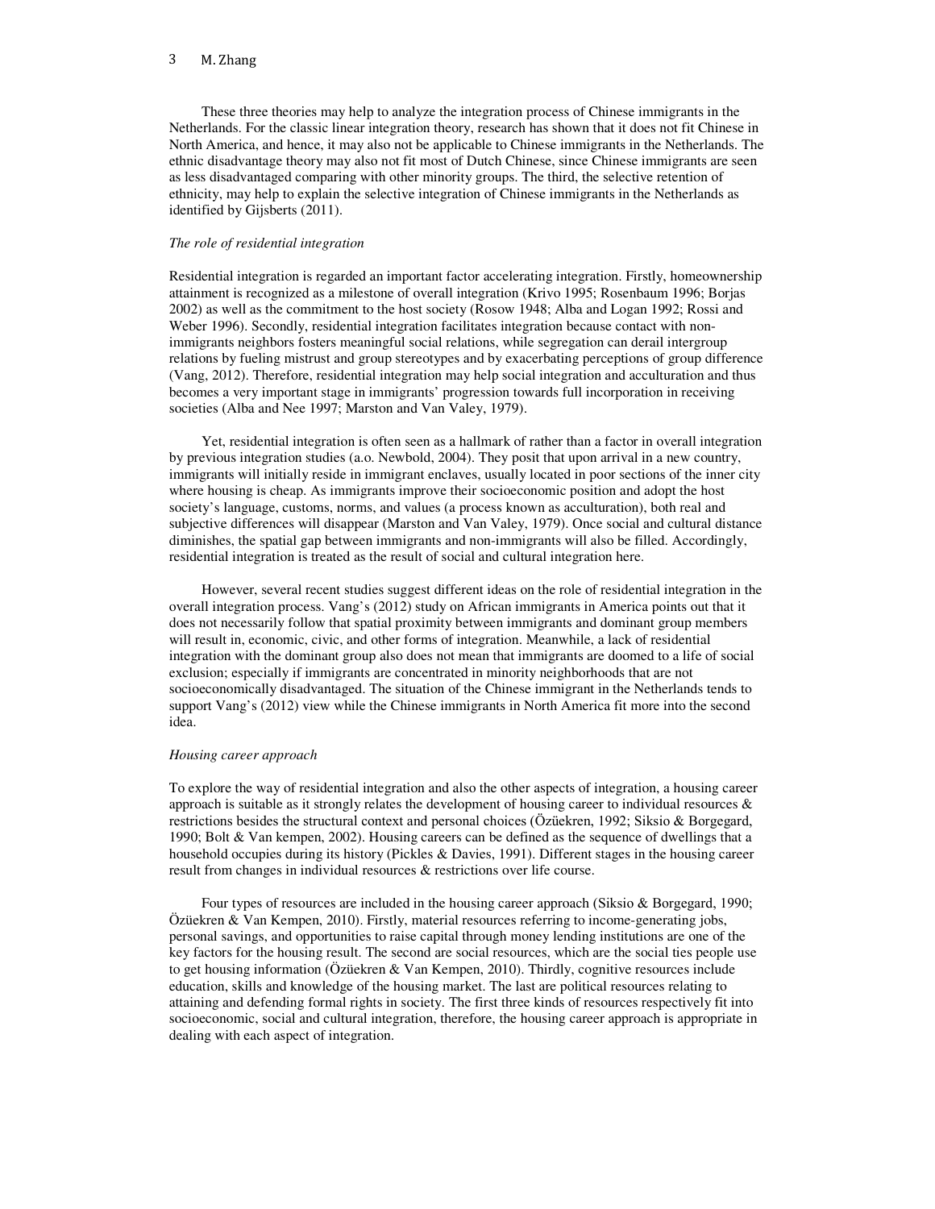These three theories may help to analyze the integration process of Chinese immigrants in the Netherlands. For the classic linear integration theory, research has shown that it does not fit Chinese in North America, and hence, it may also not be applicable to Chinese immigrants in the Netherlands. The ethnic disadvantage theory may also not fit most of Dutch Chinese, since Chinese immigrants are seen as less disadvantaged comparing with other minority groups. The third, the selective retention of ethnicity, may help to explain the selective integration of Chinese immigrants in the Netherlands as identified by Gijsberts (2011).

*The role of residential integration*

Residential integration is regarded an important factor accelerating integration. Firstly, homeownership attainment is recognized as a milestone of overall integration (Krivo 1995; Rosenbaum 1996; Borjas 2002) as well as the commitment to the host society (Rosow 1948; Alba and Logan 1992; Rossi and Weber 1996). Secondly, residential integration facilitates integration because contact with non-immigrants neighbors fosters meaningful social relations, while segregation can derail intergroup relations by fueling mistrust and group stereotypes and by exacerbating perceptions of group difference (Vang, 2012). Therefore, residential integration may help social integration and acculturation and thus becomes a very important stage in immigrants' progression towards full incorporation in receiving societies (Alba and Nee 1997; Marston and Van Valey, 1979).

Yet, residential integration is often seen as a hallmark of rather than a factor in overall integration by previous integration studies (a.o. Newbold, 2004). They posit that upon arrival in a new country, immigrants will initially reside in immigrant enclaves, usually located in poor sections of the inner city where housing is cheap. As immigrants improve their socioeconomic position and adopt the host society's language, customs, norms, and values (a process known as acculturation), both real and subjective differences will disappear (Marston and Van Valey, 1979). Once social and cultural distance diminishes, the spatial gap between immigrants and non-immigrants will also be filled. Accordingly, residential integration is treated as the result of social and cultural integration here.

However, several recent studies suggest different ideas on the role of residential integration in the overall integration process. Vang's (2012) study on African immigrants in America points out that it does not necessarily follow that spatial proximity between immigrants and dominant group members will result in, economic, civic, and other forms of integration. Meanwhile, a lack of residential integration with the dominant group also does not mean that immigrants are doomed to a life of social exclusion; especially if immigrants are concentrated in minority neighborhoods that are not socioeconomically disadvantaged. The situation of the Chinese immigrant in the Netherlands tends to support Vang's (2012) view while the Chinese immigrants in North America fit more into the second idea.

*Housing career approach*

To explore the way of residential integration and also the other aspects of integration, a housing career approach is suitable as it strongly relates the development of housing career to individual resources & restrictions besides the structural context and personal choices (Özüekren, 1992; Siksio & Borgegard, 1990; Bolt & Van kempen, 2002). Housing careers can be defined as the sequence of dwellings that a household occupies during its history (Pickles & Davies, 1991). Different stages in the housing career result from changes in individual resources & restrictions over life course.

Four types of resources are included in the housing career approach (Siksio & Borgegard, 1990; Özüekren & Van Kempen, 2010). Firstly, material resources referring to income-generating jobs, personal savings, and opportunities to raise capital through money lending institutions are one of the key factors for the housing result. The second are social resources, which are the social ties people use to get housing information (Özüekren & Van Kempen, 2010). Thirdly, cognitive resources include education, skills and knowledge of the housing market. The last are political resources relating to attaining and defending formal rights in society. The first three kinds of resources respectively fit into socioeconomic, social and cultural integration, therefore, the housing career approach is appropriate in dealing with each aspect of integration.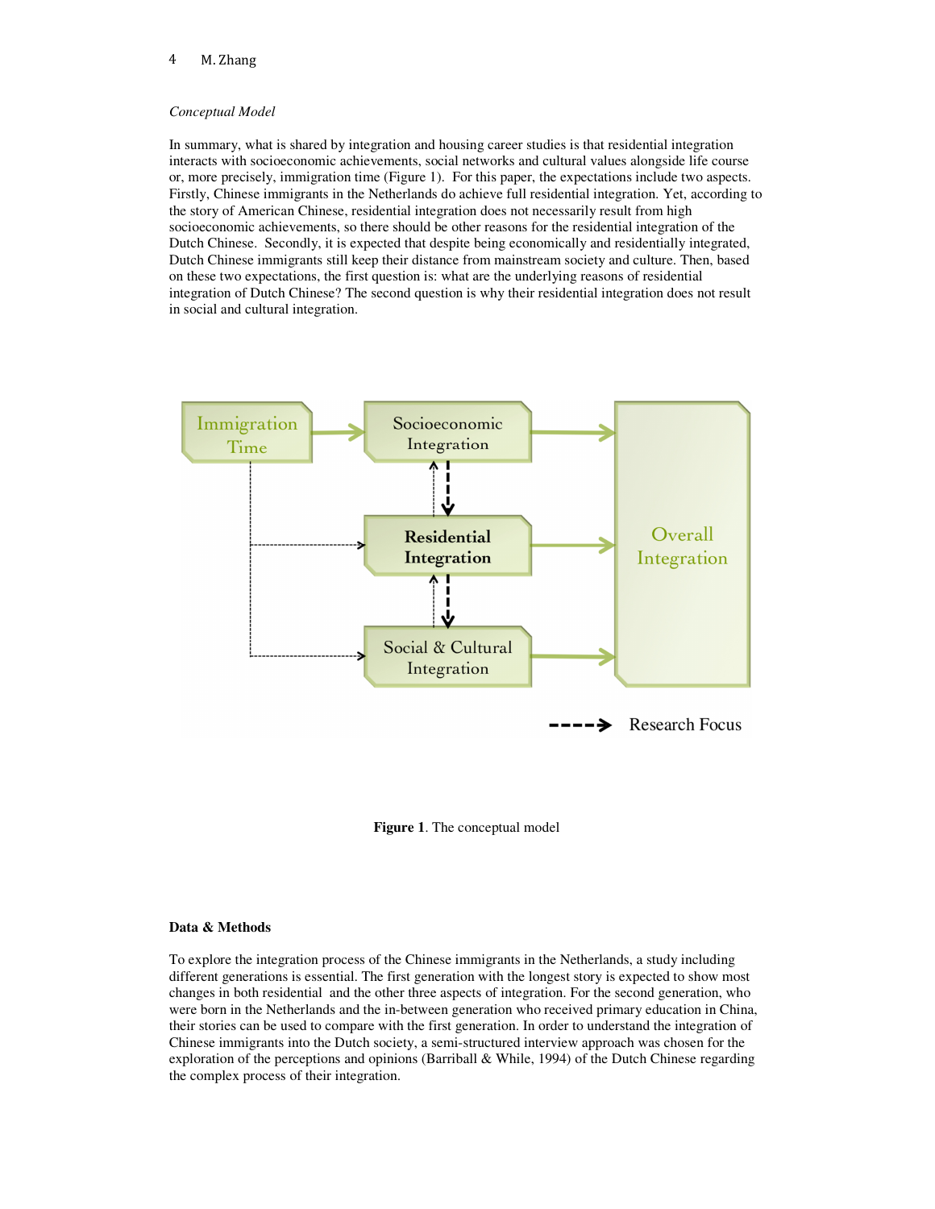*Conceptual Model*

In summary, what is shared by integration and housing career studies is that residential integration interacts with socioeconomic achievements, social networks and cultural values alongside life course or, more precisely, immigration time (Figure 1). For this paper, the expectations include two aspects. Firstly, Chinese immigrants in the Netherlands do achieve full residential integration. Yet, according to the story of American Chinese, residential integration does not necessarily result from high socioeconomic achievements, so there should be other reasons for the residential integration of the Dutch Chinese. Secondly, it is expected that despite being economically and residentially integrated, Dutch Chinese immigrants still keep their distance from mainstream society and culture. Then, based on these two expectations, the first question is: what are the underlying reasons of residential integration of Dutch Chinese? The second question is why their residential integration does not result in social and cultural integration.

**Figure 1**. The conceptual model

**Data & Methods**

To explore the integration process of the Chinese immigrants in the Netherlands, a study including different generations is essential. The first generation with the longest story is expected to show most changes in both residential and the other three aspects of integration. For the second generation, who were born in the Netherlands and the in-between generation who received primary education in China, their stories can be used to compare with the first generation. In order to understand the integration of Chinese immigrants into the Dutch society, a semi-structured interview approach was chosen for the exploration of the perceptions and opinions (Barriball & While, 1994) of the Dutch Chinese regarding the complex process of their integration.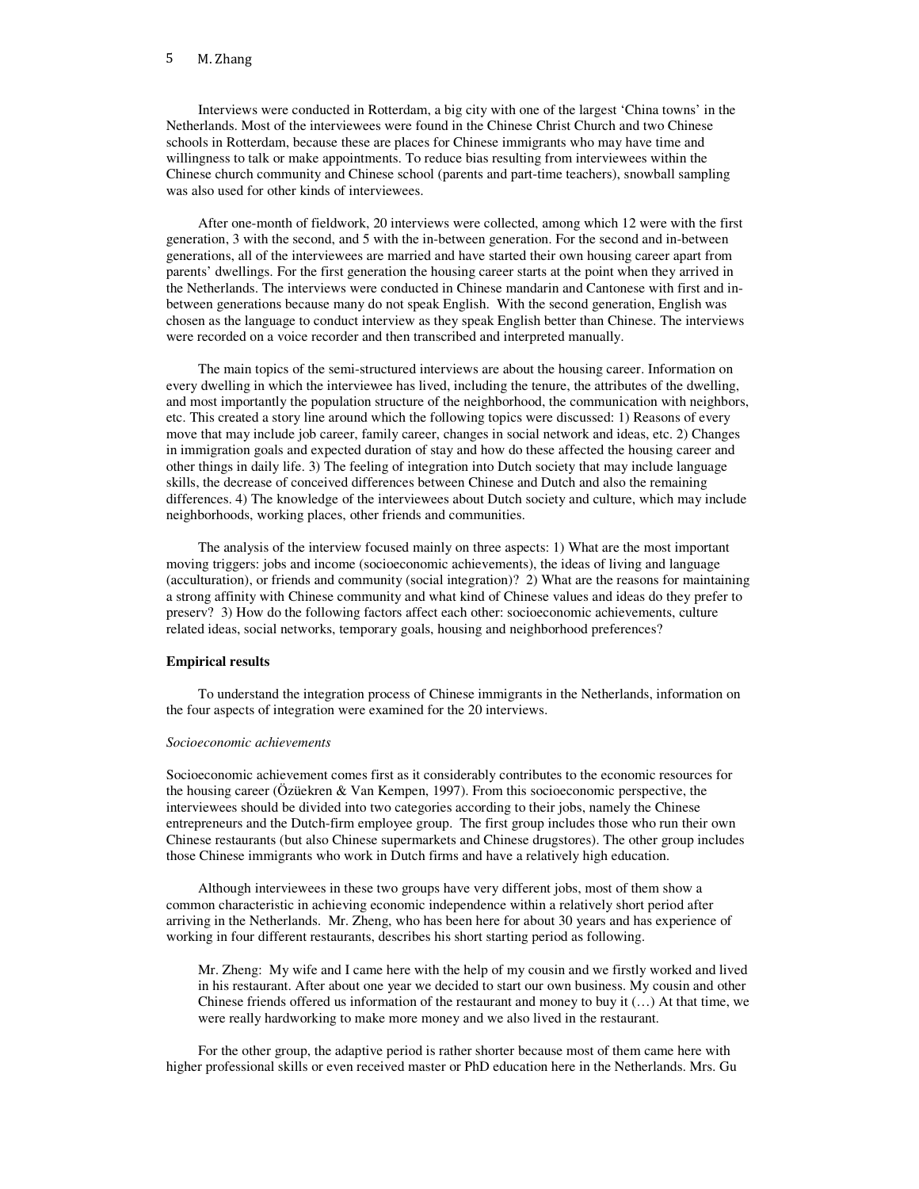Interviews were conducted in Rotterdam, a big city with one of the largest 'China towns' in the Netherlands. Most of the interviewees were found in the Chinese Christ Church and two Chinese schools in Rotterdam, because these are places for Chinese immigrants who may have time and willingness to talk or make appointments. To reduce bias resulting from interviewees within the Chinese church community and Chinese school (parents and part-time teachers), snowball sampling was also used for other kinds of interviewees.

After one-month of fieldwork, 20 interviews were collected, among which 12 were with the first generation, 3 with the second, and 5 with the in-between generation. For the second and in-between generations, all of the interviewees are married and have started their own housing career apart from parents' dwellings. For the first generation the housing career starts at the point when they arrived in the Netherlands. The interviews were conducted in Chinese mandarin and Cantonese with first and in-between generations because many do not speak English. With the second generation, English was chosen as the language to conduct interview as they speak English better than Chinese. The interviews were recorded on a voice recorder and then transcribed and interpreted manually.

The main topics of the semi-structured interviews are about the housing career. Information on every dwelling in which the interviewee has lived, including the tenure, the attributes of the dwelling, and most importantly the population structure of the neighborhood, the communication with neighbors, etc. This created a story line around which the following topics were discussed: 1) Reasons of every move that may include job career, family career, changes in social network and ideas, etc. 2) Changes in immigration goals and expected duration of stay and how do these affected the housing career and other things in daily life. 3) The feeling of integration into Dutch society that may include language skills, the decrease of conceived differences between Chinese and Dutch and also the remaining differences. 4) The knowledge of the interviewees about Dutch society and culture, which may include neighborhoods, working places, other friends and communities.

The analysis of the interview focused mainly on three aspects: 1) What are the most important moving triggers: jobs and income (socioeconomic achievements), the ideas of living and language (acculturation), or friends and community (social integration)? 2) What are the reasons for maintaining a strong affinity with Chinese community and what kind of Chinese values and ideas do they prefer to preserv? 3) How do the following factors affect each other: socioeconomic achievements, culture related ideas, social networks, temporary goals, housing and neighborhood preferences?

**Empirical results**

To understand the integration process of Chinese immigrants in the Netherlands, information on the four aspects of integration were examined for the 20 interviews.

*Socioeconomic achievements*

Socioeconomic achievement comes first as it considerably contributes to the economic resources for the housing career (Özüekren & Van Kempen, 1997). From this socioeconomic perspective, the interviewees should be divided into two categories according to their jobs, namely the Chinese entrepreneurs and the Dutch-firm employee group. The first group includes those who run their own Chinese restaurants (but also Chinese supermarkets and Chinese drugstores). The other group includes those Chinese immigrants who work in Dutch firms and have a relatively high education.

Although interviewees in these two groups have very different jobs, most of them show a common characteristic in achieving economic independence within a relatively short period after arriving in the Netherlands. Mr. Zheng, who has been here for about 30 years and has experience of working in four different restaurants, describes his short starting period as following.

> Mr. Zheng: My wife and I came here with the help of my cousin and we firstly worked and lived in his restaurant. After about one year we decided to start our own business. My cousin and other Chinese friends offered us information of the restaurant and money to buy it (…) At that time, we were really hardworking to make more money and we also lived in the restaurant.

For the other group, the adaptive period is rather shorter because most of them came here with higher professional skills or even received master or PhD education here in the Netherlands. Mrs. Gu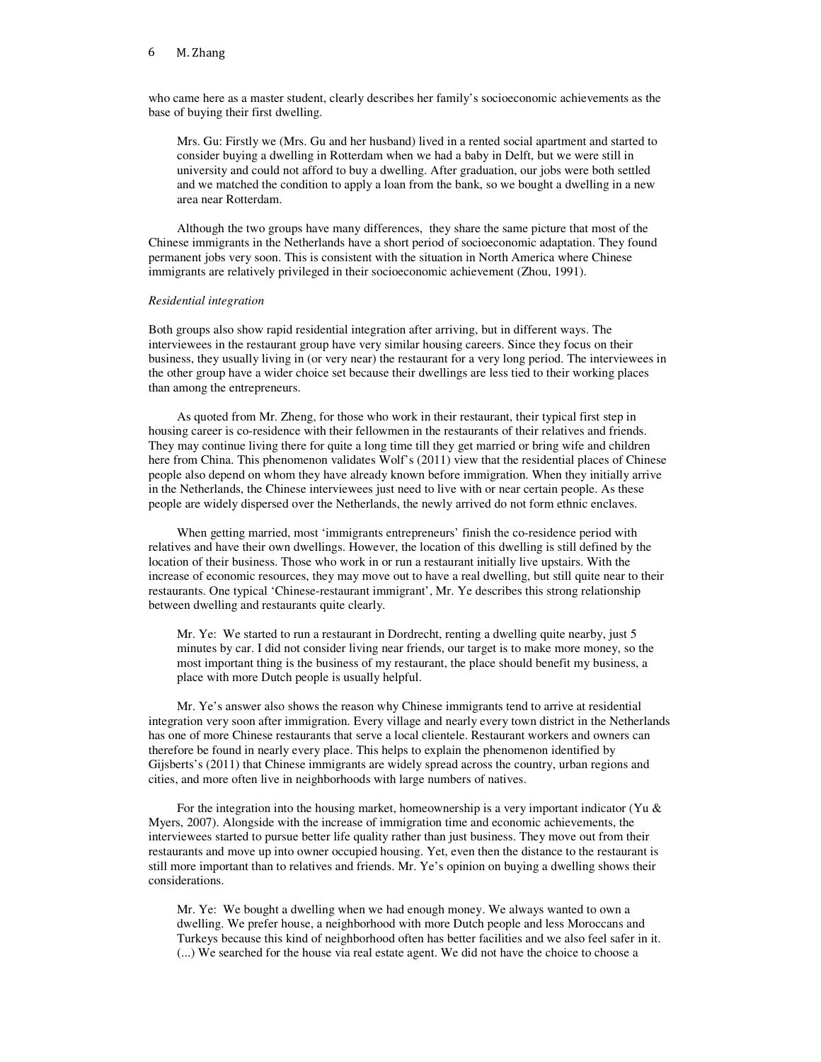who came here as a master student, clearly describes her family's socioeconomic achievements as the base of buying their first dwelling.

> Mrs. Gu: Firstly we (Mrs. Gu and her husband) lived in a rented social apartment and started to consider buying a dwelling in Rotterdam when we had a baby in Delft, but we were still in university and could not afford to buy a dwelling. After graduation, our jobs were both settled and we matched the condition to apply a loan from the bank, so we bought a dwelling in a new area near Rotterdam.

Although the two groups have many differences, they share the same picture that most of the Chinese immigrants in the Netherlands have a short period of socioeconomic adaptation. They found permanent jobs very soon. This is consistent with the situation in North America where Chinese immigrants are relatively privileged in their socioeconomic achievement (Zhou, 1991).

*Residential integration*

Both groups also show rapid residential integration after arriving, but in different ways. The interviewees in the restaurant group have very similar housing careers. Since they focus on their business, they usually living in (or very near) the restaurant for a very long period. The interviewees in the other group have a wider choice set because their dwellings are less tied to their working places than among the entrepreneurs.

As quoted from Mr. Zheng, for those who work in their restaurant, their typical first step in housing career is co-residence with their fellowmen in the restaurants of their relatives and friends. They may continue living there for quite a long time till they get married or bring wife and children here from China. This phenomenon validates Wolf's (2011) view that the residential places of Chinese people also depend on whom they have already known before immigration. When they initially arrive in the Netherlands, the Chinese interviewees just need to live with or near certain people. As these people are widely dispersed over the Netherlands, the newly arrived do not form ethnic enclaves.

When getting married, most 'immigrants entrepreneurs' finish the co-residence period with relatives and have their own dwellings. However, the location of this dwelling is still defined by the location of their business. Those who work in or run a restaurant initially live upstairs. With the increase of economic resources, they may move out to have a real dwelling, but still quite near to their restaurants. One typical 'Chinese-restaurant immigrant', Mr. Ye describes this strong relationship between dwelling and restaurants quite clearly.

> Mr. Ye: We started to run a restaurant in Dordrecht, renting a dwelling quite nearby, just 5 minutes by car. I did not consider living near friends, our target is to make more money, so the most important thing is the business of my restaurant, the place should benefit my business, a place with more Dutch people is usually helpful.

Mr. Ye's answer also shows the reason why Chinese immigrants tend to arrive at residential integration very soon after immigration. Every village and nearly every town district in the Netherlands has one of more Chinese restaurants that serve a local clientele. Restaurant workers and owners can therefore be found in nearly every place. This helps to explain the phenomenon identified by Gijsberts's (2011) that Chinese immigrants are widely spread across the country, urban regions and cities, and more often live in neighborhoods with large numbers of natives.

For the integration into the housing market, homeownership is a very important indicator (Yu & Myers, 2007). Alongside with the increase of immigration time and economic achievements, the interviewees started to pursue better life quality rather than just business. They move out from their restaurants and move up into owner occupied housing. Yet, even then the distance to the restaurant is still more important than to relatives and friends. Mr. Ye's opinion on buying a dwelling shows their considerations.

> Mr. Ye: We bought a dwelling when we had enough money. We always wanted to own a dwelling. We prefer house, a neighborhood with more Dutch people and less Moroccans and Turkeys because this kind of neighborhood often has better facilities and we also feel safer in it. (...) We searched for the house via real estate agent. We did not have the choice to choose a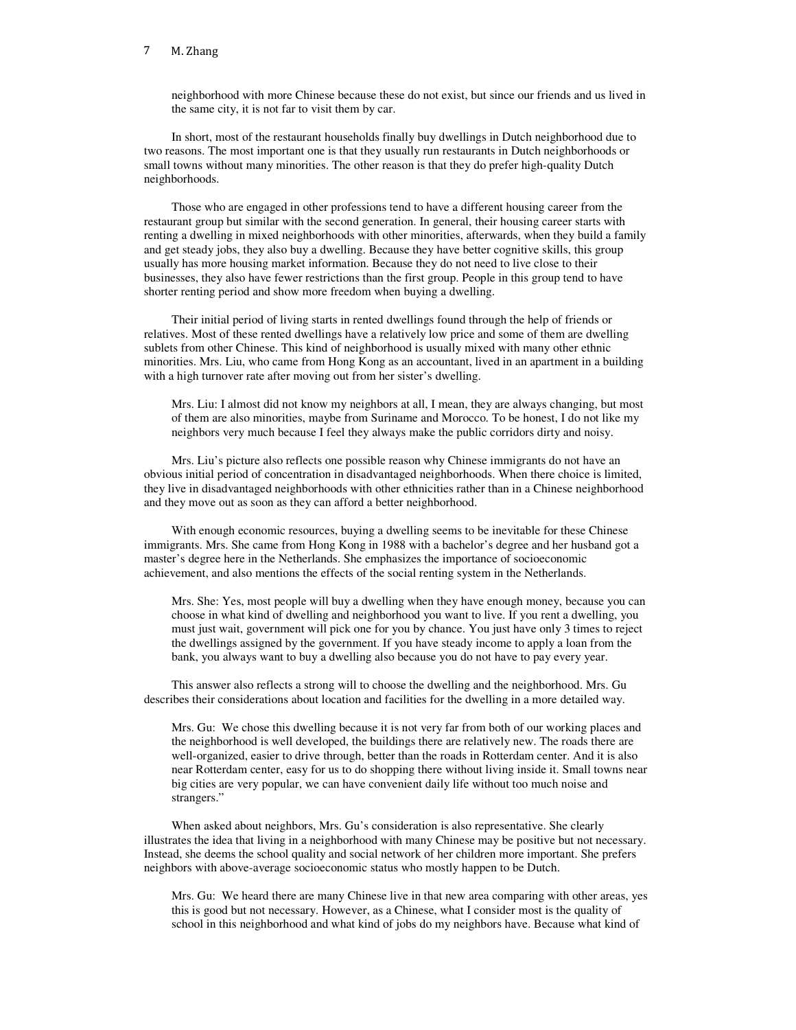neighborhood with more Chinese because these do not exist, but since our friends and us lived in the same city, it is not far to visit them by car.

In short, most of the restaurant households finally buy dwellings in Dutch neighborhood due to two reasons. The most important one is that they usually run restaurants in Dutch neighborhoods or small towns without many minorities. The other reason is that they do prefer high-quality Dutch neighborhoods.

Those who are engaged in other professions tend to have a different housing career from the restaurant group but similar with the second generation. In general, their housing career starts with renting a dwelling in mixed neighborhoods with other minorities, afterwards, when they build a family and get steady jobs, they also buy a dwelling. Because they have better cognitive skills, this group usually has more housing market information. Because they do not need to live close to their businesses, they also have fewer restrictions than the first group. People in this group tend to have shorter renting period and show more freedom when buying a dwelling.

Their initial period of living starts in rented dwellings found through the help of friends or relatives. Most of these rented dwellings have a relatively low price and some of them are dwelling sublets from other Chinese. This kind of neighborhood is usually mixed with many other ethnic minorities. Mrs. Liu, who came from Hong Kong as an accountant, lived in an apartment in a building with a high turnover rate after moving out from her sister's dwelling.

> Mrs. Liu: I almost did not know my neighbors at all, I mean, they are always changing, but most of them are also minorities, maybe from Suriname and Morocco. To be honest, I do not like my neighbors very much because I feel they always make the public corridors dirty and noisy.

Mrs. Liu's picture also reflects one possible reason why Chinese immigrants do not have an obvious initial period of concentration in disadvantaged neighborhoods. When there choice is limited, they live in disadvantaged neighborhoods with other ethnicities rather than in a Chinese neighborhood and they move out as soon as they can afford a better neighborhood.

With enough economic resources, buying a dwelling seems to be inevitable for these Chinese immigrants. Mrs. She came from Hong Kong in 1988 with a bachelor's degree and her husband got a master's degree here in the Netherlands. She emphasizes the importance of socioeconomic achievement, and also mentions the effects of the social renting system in the Netherlands.

> Mrs. She: Yes, most people will buy a dwelling when they have enough money, because you can choose in what kind of dwelling and neighborhood you want to live. If you rent a dwelling, you must just wait, government will pick one for you by chance. You just have only 3 times to reject the dwellings assigned by the government. If you have steady income to apply a loan from the bank, you always want to buy a dwelling also because you do not have to pay every year.

This answer also reflects a strong will to choose the dwelling and the neighborhood. Mrs. Gu describes their considerations about location and facilities for the dwelling in a more detailed way.

> Mrs. Gu: We chose this dwelling because it is not very far from both of our working places and the neighborhood is well developed, the buildings there are relatively new. The roads there are well-organized, easier to drive through, better than the roads in Rotterdam center. And it is also near Rotterdam center, easy for us to do shopping there without living inside it. Small towns near big cities are very popular, we can have convenient daily life without too much noise and strangers."

When asked about neighbors, Mrs. Gu's consideration is also representative. She clearly illustrates the idea that living in a neighborhood with many Chinese may be positive but not necessary. Instead, she deems the school quality and social network of her children more important. She prefers neighbors with above-average socioeconomic status who mostly happen to be Dutch.

> Mrs. Gu: We heard there are many Chinese live in that new area comparing with other areas, yes this is good but not necessary. However, as a Chinese, what I consider most is the quality of school in this neighborhood and what kind of jobs do my neighbors have. Because what kind of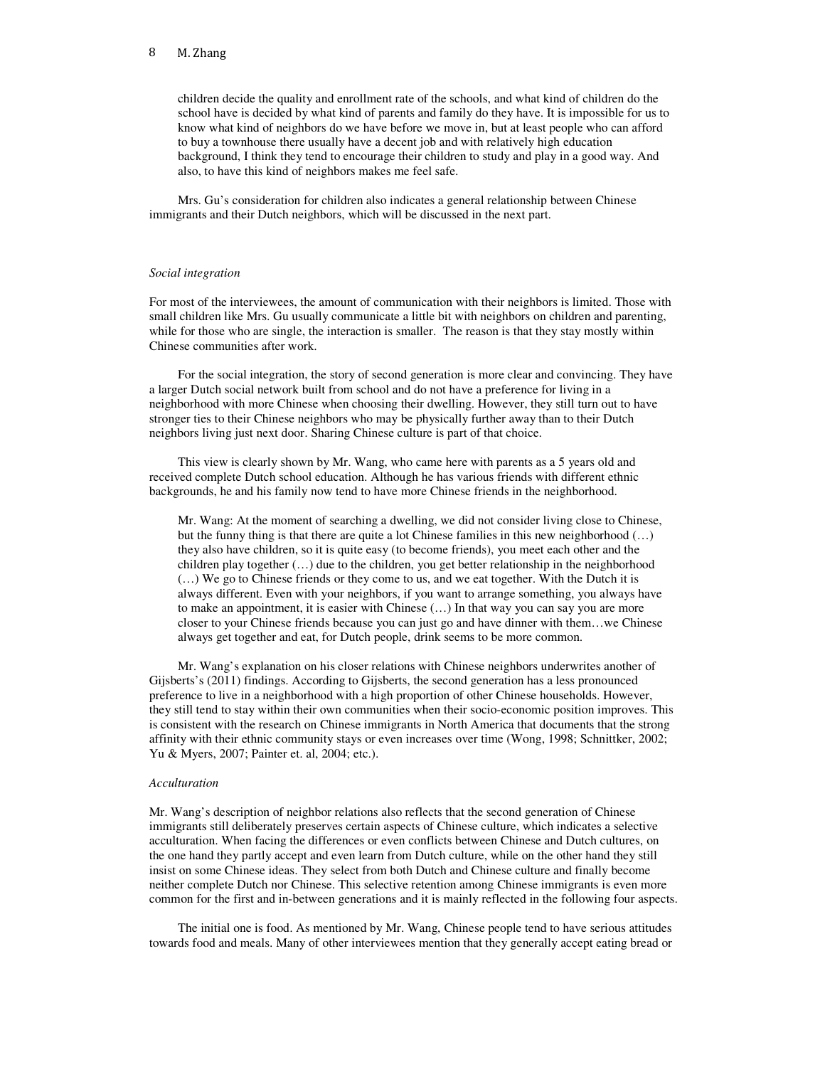> children decide the quality and enrollment rate of the schools, and what kind of children do the school have is decided by what kind of parents and family do they have. It is impossible for us to know what kind of neighbors do we have before we move in, but at least people who can afford to buy a townhouse there usually have a decent job and with relatively high education background, I think they tend to encourage their children to study and play in a good way. And also, to have this kind of neighbors makes me feel safe.

Mrs. Gu's consideration for children also indicates a general relationship between Chinese immigrants and their Dutch neighbors, which will be discussed in the next part.

*Social integration*

For most of the interviewees, the amount of communication with their neighbors is limited. Those with small children like Mrs. Gu usually communicate a little bit with neighbors on children and parenting, while for those who are single, the interaction is smaller. The reason is that they stay mostly within Chinese communities after work.

For the social integration, the story of second generation is more clear and convincing. They have a larger Dutch social network built from school and do not have a preference for living in a neighborhood with more Chinese when choosing their dwelling. However, they still turn out to have stronger ties to their Chinese neighbors who may be physically further away than to their Dutch neighbors living just next door. Sharing Chinese culture is part of that choice.

This view is clearly shown by Mr. Wang, who came here with parents as a 5 years old and received complete Dutch school education. Although he has various friends with different ethnic backgrounds, he and his family now tend to have more Chinese friends in the neighborhood.

> Mr. Wang: At the moment of searching a dwelling, we did not consider living close to Chinese, but the funny thing is that there are quite a lot Chinese families in this new neighborhood (…) they also have children, so it is quite easy (to become friends), you meet each other and the children play together (…) due to the children, you get better relationship in the neighborhood (…) We go to Chinese friends or they come to us, and we eat together. With the Dutch it is always different. Even with your neighbors, if you want to arrange something, you always have to make an appointment, it is easier with Chinese (…) In that way you can say you are more closer to your Chinese friends because you can just go and have dinner with them…we Chinese always get together and eat, for Dutch people, drink seems to be more common.

Mr. Wang's explanation on his closer relations with Chinese neighbors underwrites another of Gijsberts's (2011) findings. According to Gijsberts, the second generation has a less pronounced preference to live in a neighborhood with a high proportion of other Chinese households. However, they still tend to stay within their own communities when their socio-economic position improves. This is consistent with the research on Chinese immigrants in North America that documents that the strong affinity with their ethnic community stays or even increases over time (Wong, 1998; Schnittker, 2002; Yu & Myers, 2007; Painter et. al, 2004; etc.).

*Acculturation*

Mr. Wang's description of neighbor relations also reflects that the second generation of Chinese immigrants still deliberately preserves certain aspects of Chinese culture, which indicates a selective acculturation. When facing the differences or even conflicts between Chinese and Dutch cultures, on the one hand they partly accept and even learn from Dutch culture, while on the other hand they still insist on some Chinese ideas. They select from both Dutch and Chinese culture and finally become neither complete Dutch nor Chinese. This selective retention among Chinese immigrants is even more common for the first and in-between generations and it is mainly reflected in the following four aspects.

The initial one is food. As mentioned by Mr. Wang, Chinese people tend to have serious attitudes towards food and meals. Many of other interviewees mention that they generally accept eating bread or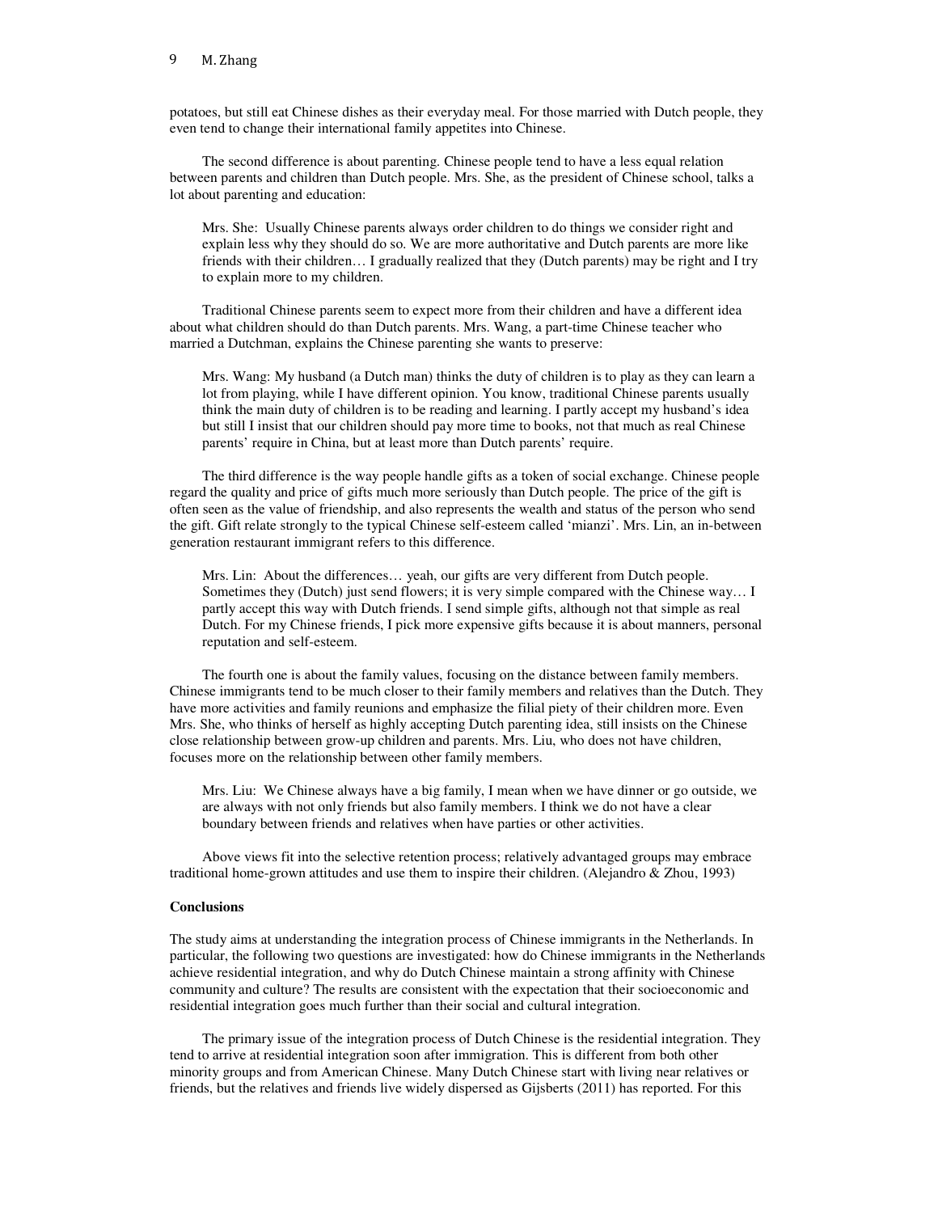potatoes, but still eat Chinese dishes as their everyday meal. For those married with Dutch people, they even tend to change their international family appetites into Chinese.

The second difference is about parenting. Chinese people tend to have a less equal relation between parents and children than Dutch people. Mrs. She, as the president of Chinese school, talks a lot about parenting and education:

> Mrs. She: Usually Chinese parents always order children to do things we consider right and explain less why they should do so. We are more authoritative and Dutch parents are more like friends with their children… I gradually realized that they (Dutch parents) may be right and I try to explain more to my children.

Traditional Chinese parents seem to expect more from their children and have a different idea about what children should do than Dutch parents. Mrs. Wang, a part-time Chinese teacher who married a Dutchman, explains the Chinese parenting she wants to preserve:

> Mrs. Wang: My husband (a Dutch man) thinks the duty of children is to play as they can learn a lot from playing, while I have different opinion. You know, traditional Chinese parents usually think the main duty of children is to be reading and learning. I partly accept my husband's idea but still I insist that our children should pay more time to books, not that much as real Chinese parents' require in China, but at least more than Dutch parents' require.

The third difference is the way people handle gifts as a token of social exchange. Chinese people regard the quality and price of gifts much more seriously than Dutch people. The price of the gift is often seen as the value of friendship, and also represents the wealth and status of the person who send the gift. Gift relate strongly to the typical Chinese self-esteem called 'mianzi'. Mrs. Lin, an in-between generation restaurant immigrant refers to this difference.

> Mrs. Lin: About the differences… yeah, our gifts are very different from Dutch people. Sometimes they (Dutch) just send flowers; it is very simple compared with the Chinese way… I partly accept this way with Dutch friends. I send simple gifts, although not that simple as real Dutch. For my Chinese friends, I pick more expensive gifts because it is about manners, personal reputation and self-esteem.

The fourth one is about the family values, focusing on the distance between family members. Chinese immigrants tend to be much closer to their family members and relatives than the Dutch. They have more activities and family reunions and emphasize the filial piety of their children more. Even Mrs. She, who thinks of herself as highly accepting Dutch parenting idea, still insists on the Chinese close relationship between grow-up children and parents. Mrs. Liu, who does not have children, focuses more on the relationship between other family members.

> Mrs. Liu: We Chinese always have a big family, I mean when we have dinner or go outside, we are always with not only friends but also family members. I think we do not have a clear boundary between friends and relatives when have parties or other activities.

Above views fit into the selective retention process; relatively advantaged groups may embrace traditional home-grown attitudes and use them to inspire their children. (Alejandro & Zhou, 1993)

**Conclusions**

The study aims at understanding the integration process of Chinese immigrants in the Netherlands. In particular, the following two questions are investigated: how do Chinese immigrants in the Netherlands achieve residential integration, and why do Dutch Chinese maintain a strong affinity with Chinese community and culture? The results are consistent with the expectation that their socioeconomic and residential integration goes much further than their social and cultural integration.

The primary issue of the integration process of Dutch Chinese is the residential integration. They tend to arrive at residential integration soon after immigration. This is different from both other minority groups and from American Chinese. Many Dutch Chinese start with living near relatives or friends, but the relatives and friends live widely dispersed as Gijsberts (2011) has reported. For this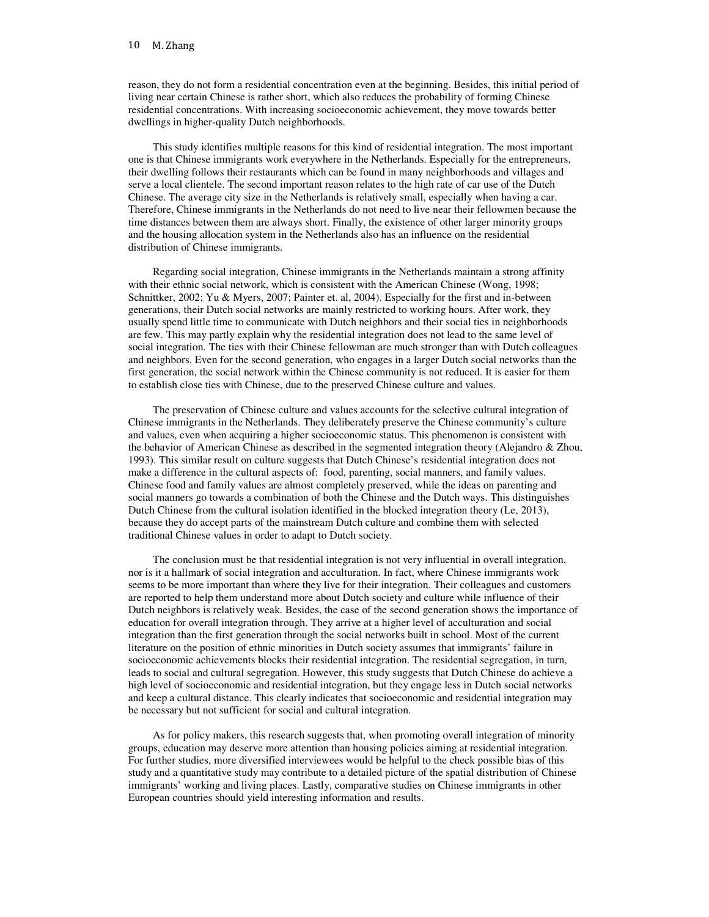reason, they do not form a residential concentration even at the beginning. Besides, this initial period of living near certain Chinese is rather short, which also reduces the probability of forming Chinese residential concentrations. With increasing socioeconomic achievement, they move towards better dwellings in higher-quality Dutch neighborhoods.

This study identifies multiple reasons for this kind of residential integration. The most important one is that Chinese immigrants work everywhere in the Netherlands. Especially for the entrepreneurs, their dwelling follows their restaurants which can be found in many neighborhoods and villages and serve a local clientele. The second important reason relates to the high rate of car use of the Dutch Chinese. The average city size in the Netherlands is relatively small, especially when having a car. Therefore, Chinese immigrants in the Netherlands do not need to live near their fellowmen because the time distances between them are always short. Finally, the existence of other larger minority groups and the housing allocation system in the Netherlands also has an influence on the residential distribution of Chinese immigrants.

Regarding social integration, Chinese immigrants in the Netherlands maintain a strong affinity with their ethnic social network, which is consistent with the American Chinese (Wong, 1998; Schnittker, 2002; Yu & Myers, 2007; Painter et. al, 2004). Especially for the first and in-between generations, their Dutch social networks are mainly restricted to working hours. After work, they usually spend little time to communicate with Dutch neighbors and their social ties in neighborhoods are few. This may partly explain why the residential integration does not lead to the same level of social integration. The ties with their Chinese fellowman are much stronger than with Dutch colleagues and neighbors. Even for the second generation, who engages in a larger Dutch social networks than the first generation, the social network within the Chinese community is not reduced. It is easier for them to establish close ties with Chinese, due to the preserved Chinese culture and values.

The preservation of Chinese culture and values accounts for the selective cultural integration of Chinese immigrants in the Netherlands. They deliberately preserve the Chinese community's culture and values, even when acquiring a higher socioeconomic status. This phenomenon is consistent with the behavior of American Chinese as described in the segmented integration theory (Alejandro & Zhou, 1993). This similar result on culture suggests that Dutch Chinese's residential integration does not make a difference in the cultural aspects of: food, parenting, social manners, and family values. Chinese food and family values are almost completely preserved, while the ideas on parenting and social manners go towards a combination of both the Chinese and the Dutch ways. This distinguishes Dutch Chinese from the cultural isolation identified in the blocked integration theory (Le, 2013), because they do accept parts of the mainstream Dutch culture and combine them with selected traditional Chinese values in order to adapt to Dutch society.

The conclusion must be that residential integration is not very influential in overall integration, nor is it a hallmark of social integration and acculturation. In fact, where Chinese immigrants work seems to be more important than where they live for their integration. Their colleagues and customers are reported to help them understand more about Dutch society and culture while influence of their Dutch neighbors is relatively weak. Besides, the case of the second generation shows the importance of education for overall integration through. They arrive at a higher level of acculturation and social integration than the first generation through the social networks built in school. Most of the current literature on the position of ethnic minorities in Dutch society assumes that immigrants' failure in socioeconomic achievements blocks their residential integration. The residential segregation, in turn, leads to social and cultural segregation. However, this study suggests that Dutch Chinese do achieve a high level of socioeconomic and residential integration, but they engage less in Dutch social networks and keep a cultural distance. This clearly indicates that socioeconomic and residential integration may be necessary but not sufficient for social and cultural integration.

As for policy makers, this research suggests that, when promoting overall integration of minority groups, education may deserve more attention than housing policies aiming at residential integration. For further studies, more diversified interviewees would be helpful to the check possible bias of this study and a quantitative study may contribute to a detailed picture of the spatial distribution of Chinese immigrants' working and living places. Lastly, comparative studies on Chinese immigrants in other European countries should yield interesting information and results.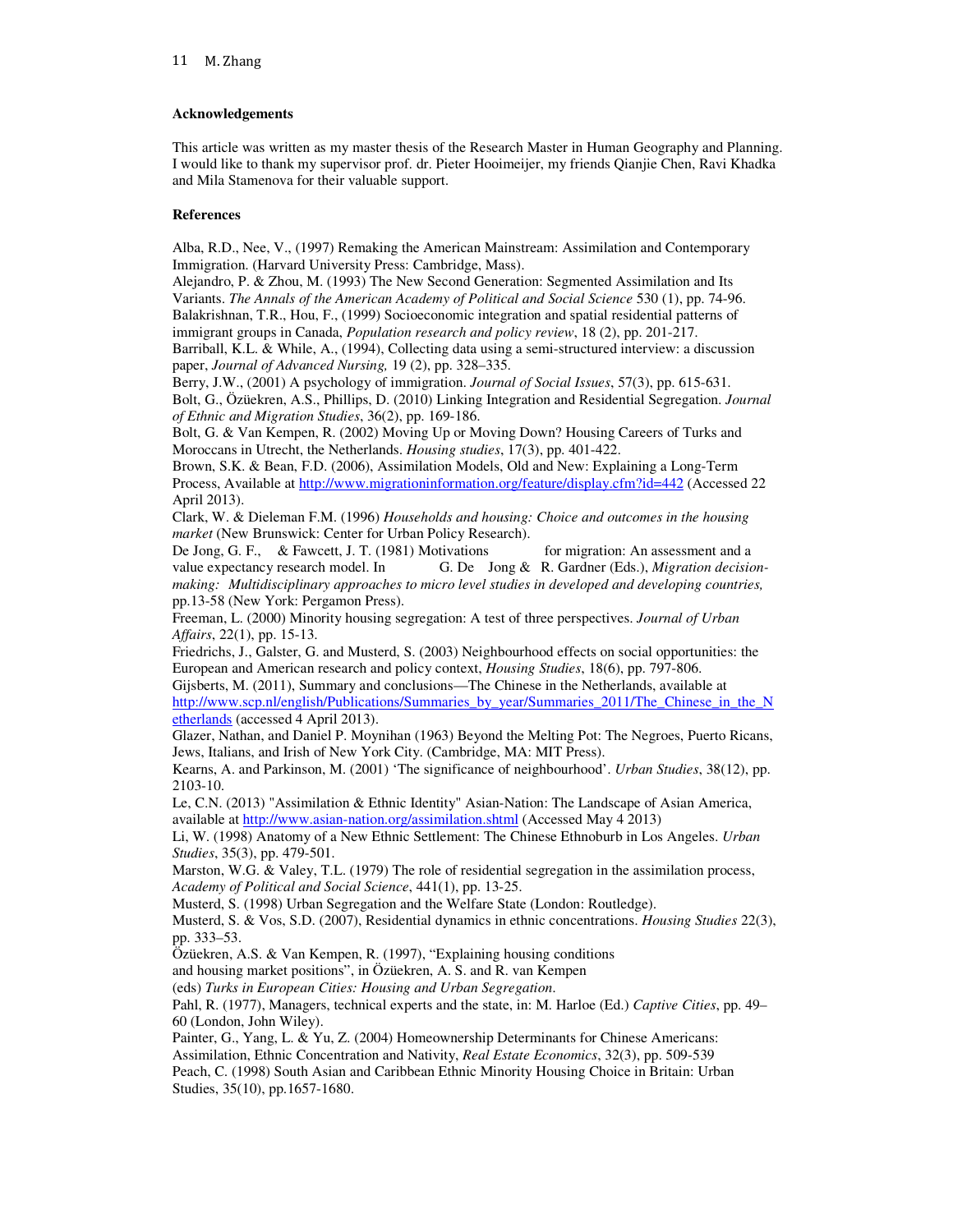**Acknowledgements**

This article was written as my master thesis of the Research Master in Human Geography and Planning. I would like to thank my supervisor prof. dr. Pieter Hooimeijer, my friends Qianjie Chen, Ravi Khadka and Mila Stamenova for their valuable support.

**References**

Alba, R.D., Nee, V., (1997) Remaking the American Mainstream: Assimilation and Contemporary Immigration. (Harvard University Press: Cambridge, Mass).

Alejandro, P. & Zhou, M. (1993) The New Second Generation: Segmented Assimilation and Its Variants. *The Annals of the American Academy of Political and Social Science* 530 (1), pp. 74-96.

Balakrishnan, T.R., Hou, F., (1999) Socioeconomic integration and spatial residential patterns of immigrant groups in Canada, *Population research and policy review*, 18 (2), pp. 201-217.

Barriball, K.L. & While, A., (1994), Collecting data using a semi-structured interview: a discussion paper, *Journal of Advanced Nursing,* 19 (2), pp. 328–335.

Berry, J.W., (2001) A psychology of immigration. *Journal of Social Issues*, 57(3), pp. 615-631.

Bolt, G., Özüekren, A.S., Phillips, D. (2010) Linking Integration and Residential Segregation. *Journal of Ethnic and Migration Studies*, 36(2), pp. 169-186.

Bolt, G. & Van Kempen, R. (2002) Moving Up or Moving Down? Housing Careers of Turks and Moroccans in Utrecht, the Netherlands. *Housing studies*, 17(3), pp. 401-422.

Brown, S.K. & Bean, F.D. (2006), Assimilation Models, Old and New: Explaining a Long-Term Process, Available at http://www.migrationinformation.org/feature/display.cfm?id=442 (Accessed 22 April 2013).

Clark, W. & Dieleman F.M. (1996) *Households and housing: Choice and outcomes in the housing market* (New Brunswick: Center for Urban Policy Research).

De Jong, G. F., & Fawcett, J. T. (1981) Motivations for migration: An assessment and a value expectancy research model. In G. De Jong & R. Gardner (Eds.), *Migration decision-making: Multidisciplinary approaches to micro level studies in developed and developing countries,* pp.13-58 (New York: Pergamon Press).

Freeman, L. (2000) Minority housing segregation: A test of three perspectives. *Journal of Urban Affairs*, 22(1), pp. 15-13.

Friedrichs, J., Galster, G. and Musterd, S. (2003) Neighbourhood effects on social opportunities: the European and American research and policy context, *Housing Studies*, 18(6), pp. 797-806.

Gijsberts, M. (2011), Summary and conclusions—The Chinese in the Netherlands, available at http://www.scp.nl/english/Publications/Summaries_by_year/Summaries_2011/The_Chinese_in_the_Netherlands (accessed 4 April 2013).

Glazer, Nathan, and Daniel P. Moynihan (1963) Beyond the Melting Pot: The Negroes, Puerto Ricans, Jews, Italians, and Irish of New York City. (Cambridge, MA: MIT Press).

Kearns, A. and Parkinson, M. (2001) 'The significance of neighbourhood'. *Urban Studies*, 38(12), pp. 2103-10.

Le, C.N. (2013) "Assimilation & Ethnic Identity" Asian-Nation: The Landscape of Asian America, available at http://www.asian-nation.org/assimilation.shtml (Accessed May 4 2013)

Li, W. (1998) Anatomy of a New Ethnic Settlement: The Chinese Ethnoburb in Los Angeles. *Urban Studies*, 35(3), pp. 479-501.

Marston, W.G. & Valey, T.L. (1979) The role of residential segregation in the assimilation process, *Academy of Political and Social Science*, 441(1), pp. 13-25.

Musterd, S. (1998) Urban Segregation and the Welfare State (London: Routledge).

Musterd, S. & Vos, S.D. (2007), Residential dynamics in ethnic concentrations. *Housing Studies* 22(3), pp. 333–53.

Özüekren, A.S. & Van Kempen, R. (1997), "Explaining housing conditions and housing market positions", in Özüekren, A. S. and R. van Kempen (eds) *Turks in European Cities: Housing and Urban Segregation*.

Pahl, R. (1977), Managers, technical experts and the state, in: M. Harloe (Ed.) *Captive Cities*, pp. 49–60 (London, John Wiley).

Painter, G., Yang, L. & Yu, Z. (2004) Homeownership Determinants for Chinese Americans: Assimilation, Ethnic Concentration and Nativity, *Real Estate Economics*, 32(3), pp. 509-539

Peach, C. (1998) South Asian and Caribbean Ethnic Minority Housing Choice in Britain: Urban Studies, 35(10), pp.1657-1680.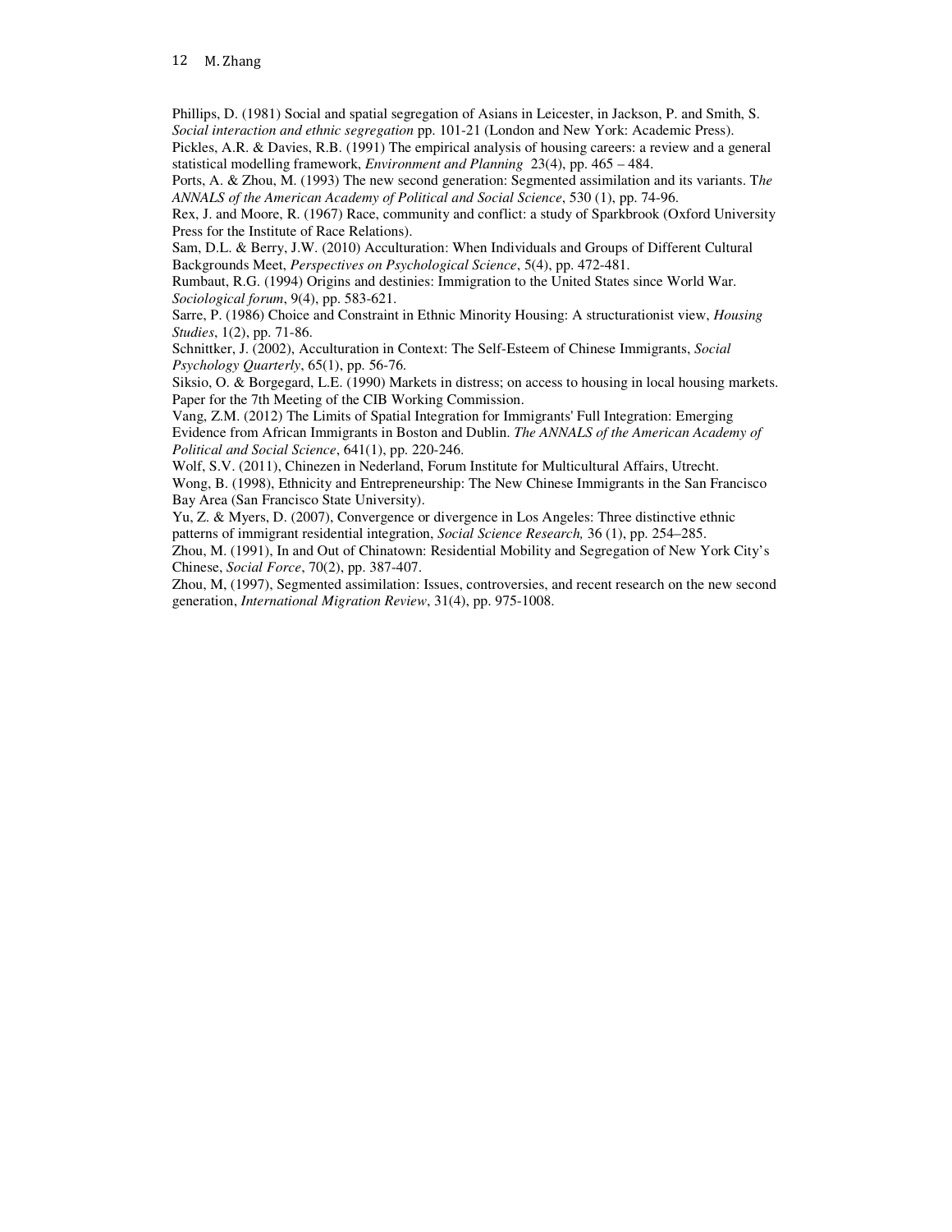Phillips, D. (1981) Social and spatial segregation of Asians in Leicester, in Jackson, P. and Smith, S. *Social interaction and ethnic segregation* pp. 101-21 (London and New York: Academic Press).

Pickles, A.R. & Davies, R.B. (1991) The empirical analysis of housing careers: a review and a general statistical modelling framework, *Environment and Planning* 23(4), pp. 465 – 484.

Ports, A. & Zhou, M. (1993) The new second generation: Segmented assimilation and its variants. T*he ANNALS of the American Academy of Political and Social Science*, 530 (1), pp. 74-96.

Rex, J. and Moore, R. (1967) Race, community and conflict: a study of Sparkbrook (Oxford University Press for the Institute of Race Relations).

Sam, D.L. & Berry, J.W. (2010) Acculturation: When Individuals and Groups of Different Cultural Backgrounds Meet, *Perspectives on Psychological Science*, 5(4), pp. 472-481.

Rumbaut, R.G. (1994) Origins and destinies: Immigration to the United States since World War. *Sociological forum*, 9(4), pp. 583-621.

Sarre, P. (1986) Choice and Constraint in Ethnic Minority Housing: A structurationist view, *Housing Studies*, 1(2), pp. 71-86.

Schnittker, J. (2002), Acculturation in Context: The Self-Esteem of Chinese Immigrants, *Social Psychology Quarterly*, 65(1), pp. 56-76.

Siksio, O. & Borgegard, L.E. (1990) Markets in distress; on access to housing in local housing markets. Paper for the 7th Meeting of the CIB Working Commission.

Vang, Z.M. (2012) The Limits of Spatial Integration for Immigrants' Full Integration: Emerging Evidence from African Immigrants in Boston and Dublin. *The ANNALS of the American Academy of Political and Social Science*, 641(1), pp. 220-246.

Wolf, S.V. (2011), Chinezen in Nederland, Forum Institute for Multicultural Affairs, Utrecht.

Wong, B. (1998), Ethnicity and Entrepreneurship: The New Chinese Immigrants in the San Francisco Bay Area (San Francisco State University).

Yu, Z. & Myers, D. (2007), Convergence or divergence in Los Angeles: Three distinctive ethnic patterns of immigrant residential integration, *Social Science Research,* 36 (1), pp. 254–285.

Zhou, M. (1991), In and Out of Chinatown: Residential Mobility and Segregation of New York City's Chinese, *Social Force*, 70(2), pp. 387-407.

Zhou, M, (1997), Segmented assimilation: Issues, controversies, and recent research on the new second generation, *International Migration Review*, 31(4), pp. 975-1008.